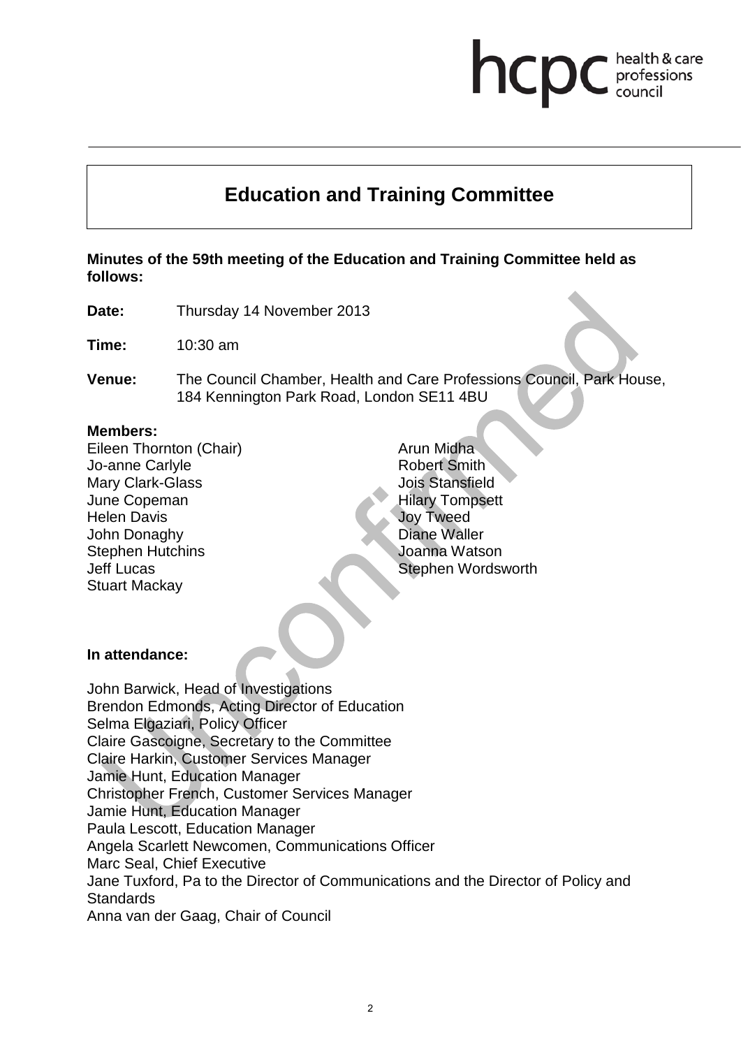# Education and Training Committee

**Minutes of the 59th meeting of the Education and Training Committee held as follows:**

**Date:** Thursday 14 November 2013

**Time:** 10:30 am

**Venue:** The Council Chamber, Health and Care Professions Council, Park House, 184 Kennington Park Road, London SE11 4BU

**Members:**

Eileen Thornton (Chair)
Jo-anne Carlyle
Mary Clark-Glass
June Copeman
Helen Davis
John Donaghy
Stephen Hutchins
Jeff Lucas
Stuart Mackay
Arun Midha
Robert Smith
Jois Stansfield
Hilary Tompsett
Joy Tweed
Diane Waller
Joanna Watson
Stephen Wordsworth

**In attendance:**

John Barwick, Head of Investigations
Brendon Edmonds, Acting Director of Education
Selma Elgaziari, Policy Officer
Claire Gascoigne, Secretary to the Committee
Claire Harkin, Customer Services Manager
Jamie Hunt, Education Manager
Christopher French, Customer Services Manager
Jamie Hunt, Education Manager
Paula Lescott, Education Manager
Angela Scarlett Newcomen, Communications Officer
Marc Seal, Chief Executive
Jane Tuxford, Pa to the Director of Communications and the Director of Policy and Standards
Anna van der Gaag, Chair of Council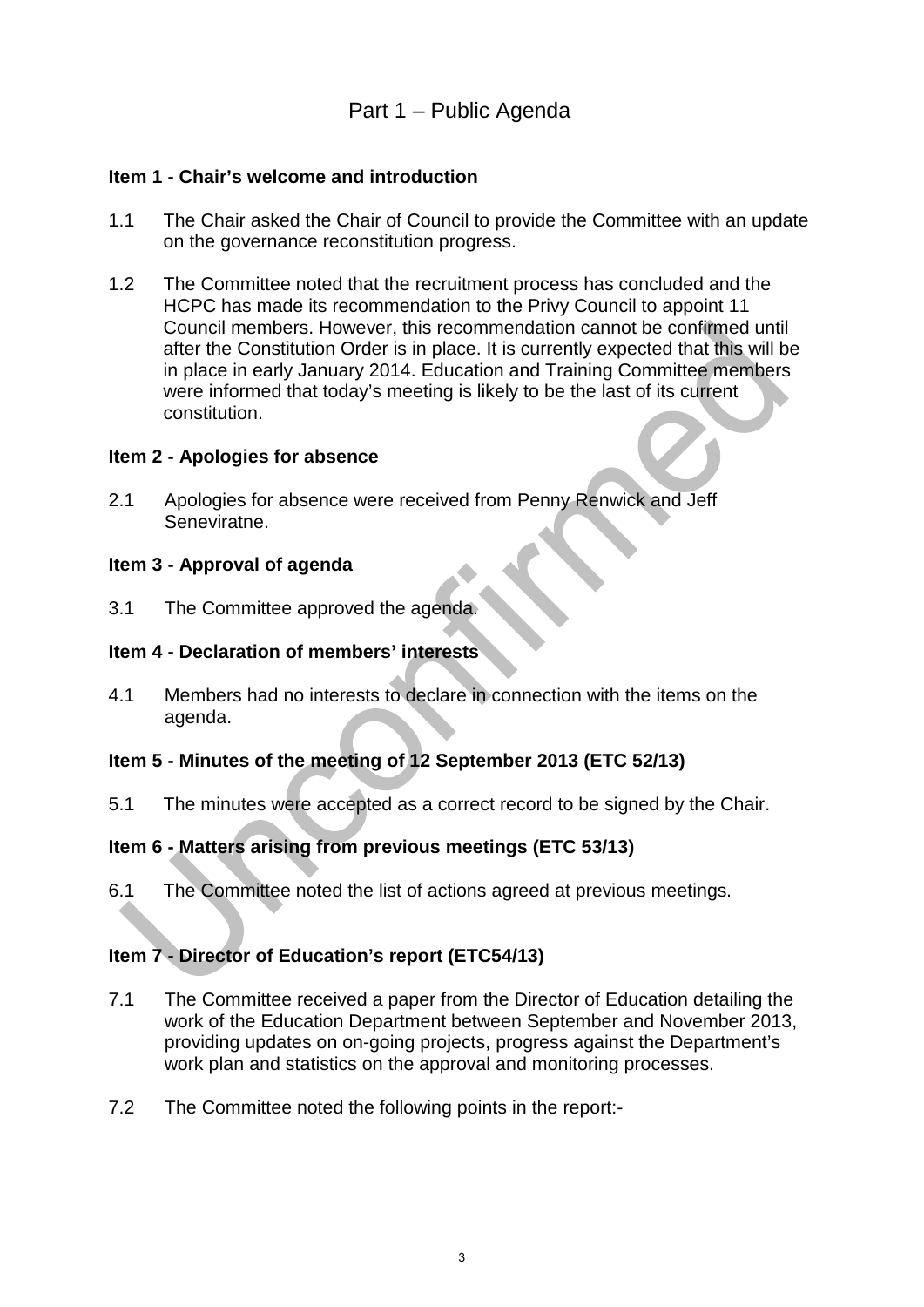# Part 1 – Public Agenda

**Item 1 - Chair's welcome and introduction**

1.1 The Chair asked the Chair of Council to provide the Committee with an update on the governance reconstitution progress.

1.2 The Committee noted that the recruitment process has concluded and the HCPC has made its recommendation to the Privy Council to appoint 11 Council members. However, this recommendation cannot be confirmed until after the Constitution Order is in place. It is currently expected that this will be in place in early January 2014. Education and Training Committee members were informed that today's meeting is likely to be the last of its current constitution.

**Item 2 - Apologies for absence**

2.1 Apologies for absence were received from Penny Renwick and Jeff Seneviratne.

**Item 3 - Approval of agenda**

3.1 The Committee approved the agenda.

**Item 4 - Declaration of members' interests**

4.1 Members had no interests to declare in connection with the items on the agenda.

**Item 5 - Minutes of the meeting of 12 September 2013 (ETC 52/13)**

5.1 The minutes were accepted as a correct record to be signed by the Chair.

**Item 6 - Matters arising from previous meetings (ETC 53/13)**

6.1 The Committee noted the list of actions agreed at previous meetings.

**Item 7 - Director of Education's report (ETC54/13)**

7.1 The Committee received a paper from the Director of Education detailing the work of the Education Department between September and November 2013, providing updates on on-going projects, progress against the Department's work plan and statistics on the approval and monitoring processes.

7.2 The Committee noted the following points in the report:-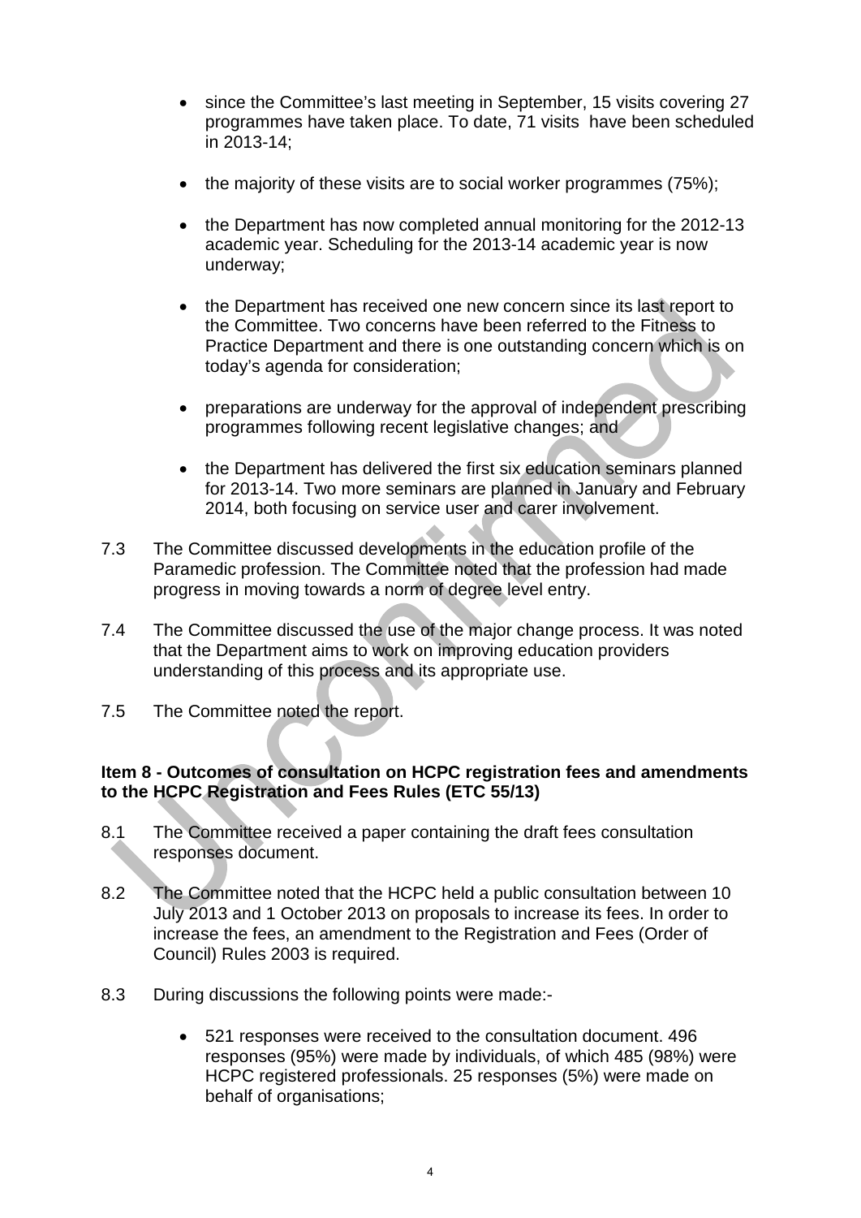- since the Committee's last meeting in September, 15 visits covering 27 programmes have taken place. To date, 71 visits have been scheduled in 2013-14;

- the majority of these visits are to social worker programmes (75%);

- the Department has now completed annual monitoring for the 2012-13 academic year. Scheduling for the 2013-14 academic year is now underway;

- the Department has received one new concern since its last report to the Committee. Two concerns have been referred to the Fitness to Practice Department and there is one outstanding concern which is on today's agenda for consideration;

- preparations are underway for the approval of independent prescribing programmes following recent legislative changes; and

- the Department has delivered the first six education seminars planned for 2013-14. Two more seminars are planned in January and February 2014, both focusing on service user and carer involvement.

7.3 The Committee discussed developments in the education profile of the Paramedic profession. The Committee noted that the profession had made progress in moving towards a norm of degree level entry.

7.4 The Committee discussed the use of the major change process. It was noted that the Department aims to work on improving education providers understanding of this process and its appropriate use.

7.5 The Committee noted the report.

**Item 8 - Outcomes of consultation on HCPC registration fees and amendments to the HCPC Registration and Fees Rules (ETC 55/13)**

8.1 The Committee received a paper containing the draft fees consultation responses document.

8.2 The Committee noted that the HCPC held a public consultation between 10 July 2013 and 1 October 2013 on proposals to increase its fees. In order to increase the fees, an amendment to the Registration and Fees (Order of Council) Rules 2003 is required.

8.3 During discussions the following points were made:-

- 521 responses were received to the consultation document. 496 responses (95%) were made by individuals, of which 485 (98%) were HCPC registered professionals. 25 responses (5%) were made on behalf of organisations;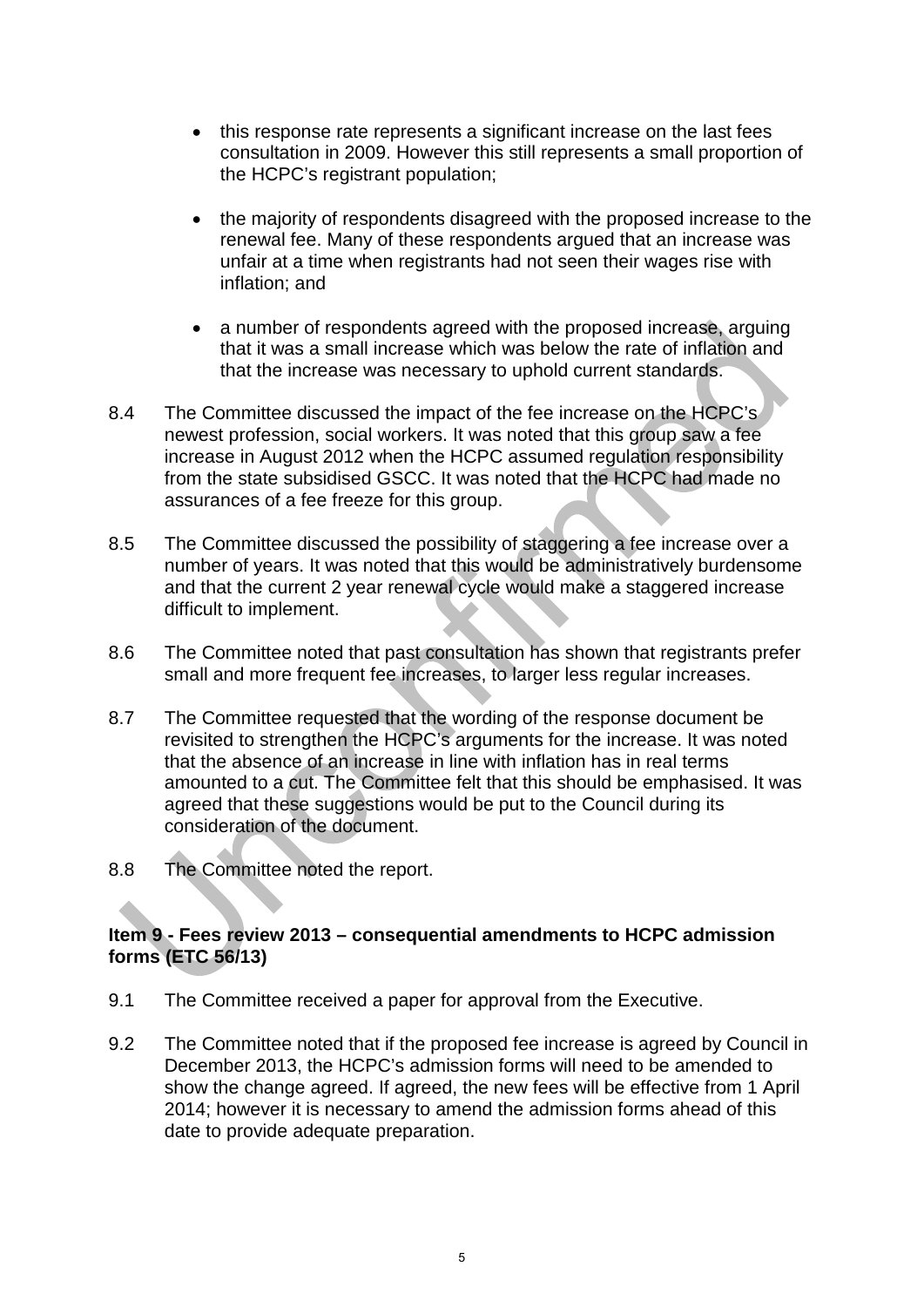- this response rate represents a significant increase on the last fees consultation in 2009. However this still represents a small proportion of the HCPC's registrant population;

- the majority of respondents disagreed with the proposed increase to the renewal fee. Many of these respondents argued that an increase was unfair at a time when registrants had not seen their wages rise with inflation; and

- a number of respondents agreed with the proposed increase, arguing that it was a small increase which was below the rate of inflation and that the increase was necessary to uphold current standards.

8.4 The Committee discussed the impact of the fee increase on the HCPC's newest profession, social workers. It was noted that this group saw a fee increase in August 2012 when the HCPC assumed regulation responsibility from the state subsidised GSCC. It was noted that the HCPC had made no assurances of a fee freeze for this group.

8.5 The Committee discussed the possibility of staggering a fee increase over a number of years. It was noted that this would be administratively burdensome and that the current 2 year renewal cycle would make a staggered increase difficult to implement.

8.6 The Committee noted that past consultation has shown that registrants prefer small and more frequent fee increases, to larger less regular increases.

8.7 The Committee requested that the wording of the response document be revisited to strengthen the HCPC's arguments for the increase. It was noted that the absence of an increase in line with inflation has in real terms amounted to a cut. The Committee felt that this should be emphasised. It was agreed that these suggestions would be put to the Council during its consideration of the document.

8.8 The Committee noted the report.

**Item 9 - Fees review 2013 – consequential amendments to HCPC admission forms (ETC 56/13)**

9.1 The Committee received a paper for approval from the Executive.

9.2 The Committee noted that if the proposed fee increase is agreed by Council in December 2013, the HCPC's admission forms will need to be amended to show the change agreed. If agreed, the new fees will be effective from 1 April 2014; however it is necessary to amend the admission forms ahead of this date to provide adequate preparation.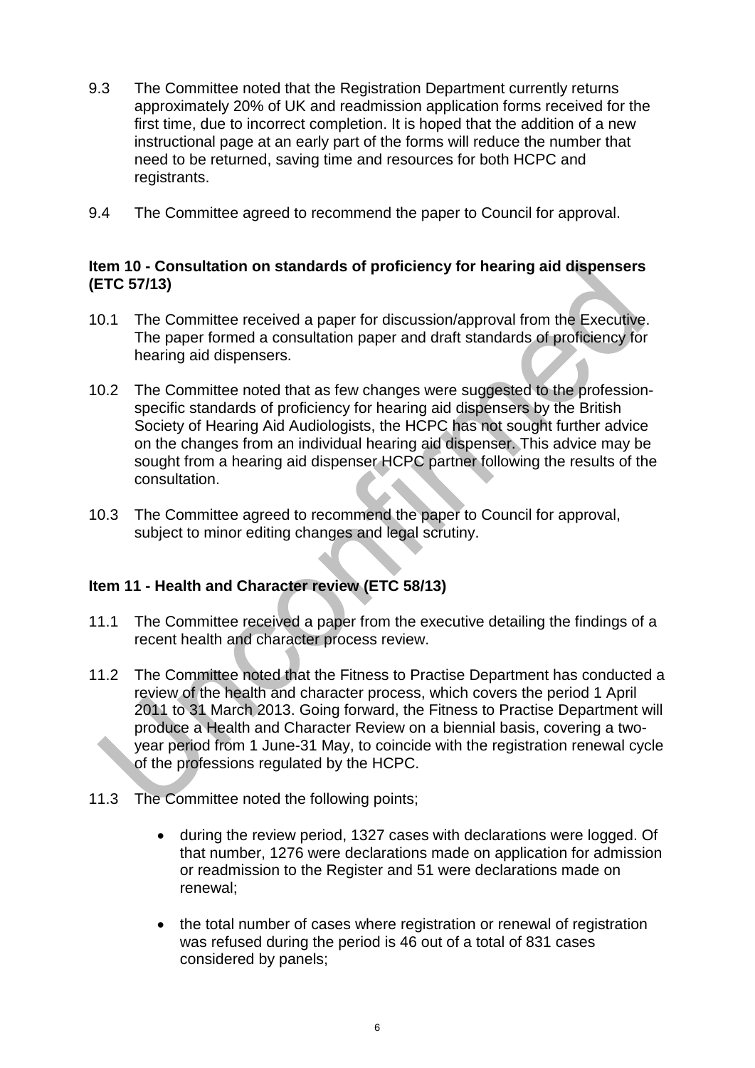9.3 The Committee noted that the Registration Department currently returns approximately 20% of UK and readmission application forms received for the first time, due to incorrect completion. It is hoped that the addition of a new instructional page at an early part of the forms will reduce the number that need to be returned, saving time and resources for both HCPC and registrants.

9.4 The Committee agreed to recommend the paper to Council for approval.

**Item 10 - Consultation on standards of proficiency for hearing aid dispensers (ETC 57/13)**

10.1 The Committee received a paper for discussion/approval from the Executive. The paper formed a consultation paper and draft standards of proficiency for hearing aid dispensers.

10.2 The Committee noted that as few changes were suggested to the profession-specific standards of proficiency for hearing aid dispensers by the British Society of Hearing Aid Audiologists, the HCPC has not sought further advice on the changes from an individual hearing aid dispenser. This advice may be sought from a hearing aid dispenser HCPC partner following the results of the consultation.

10.3 The Committee agreed to recommend the paper to Council for approval, subject to minor editing changes and legal scrutiny.

**Item 11 - Health and Character review (ETC 58/13)**

11.1 The Committee received a paper from the executive detailing the findings of a recent health and character process review.

11.2 The Committee noted that the Fitness to Practise Department has conducted a review of the health and character process, which covers the period 1 April 2011 to 31 March 2013. Going forward, the Fitness to Practise Department will produce a Health and Character Review on a biennial basis, covering a two-year period from 1 June-31 May, to coincide with the registration renewal cycle of the professions regulated by the HCPC.

11.3 The Committee noted the following points;

- during the review period, 1327 cases with declarations were logged. Of that number, 1276 were declarations made on application for admission or readmission to the Register and 51 were declarations made on renewal;

- the total number of cases where registration or renewal of registration was refused during the period is 46 out of a total of 831 cases considered by panels;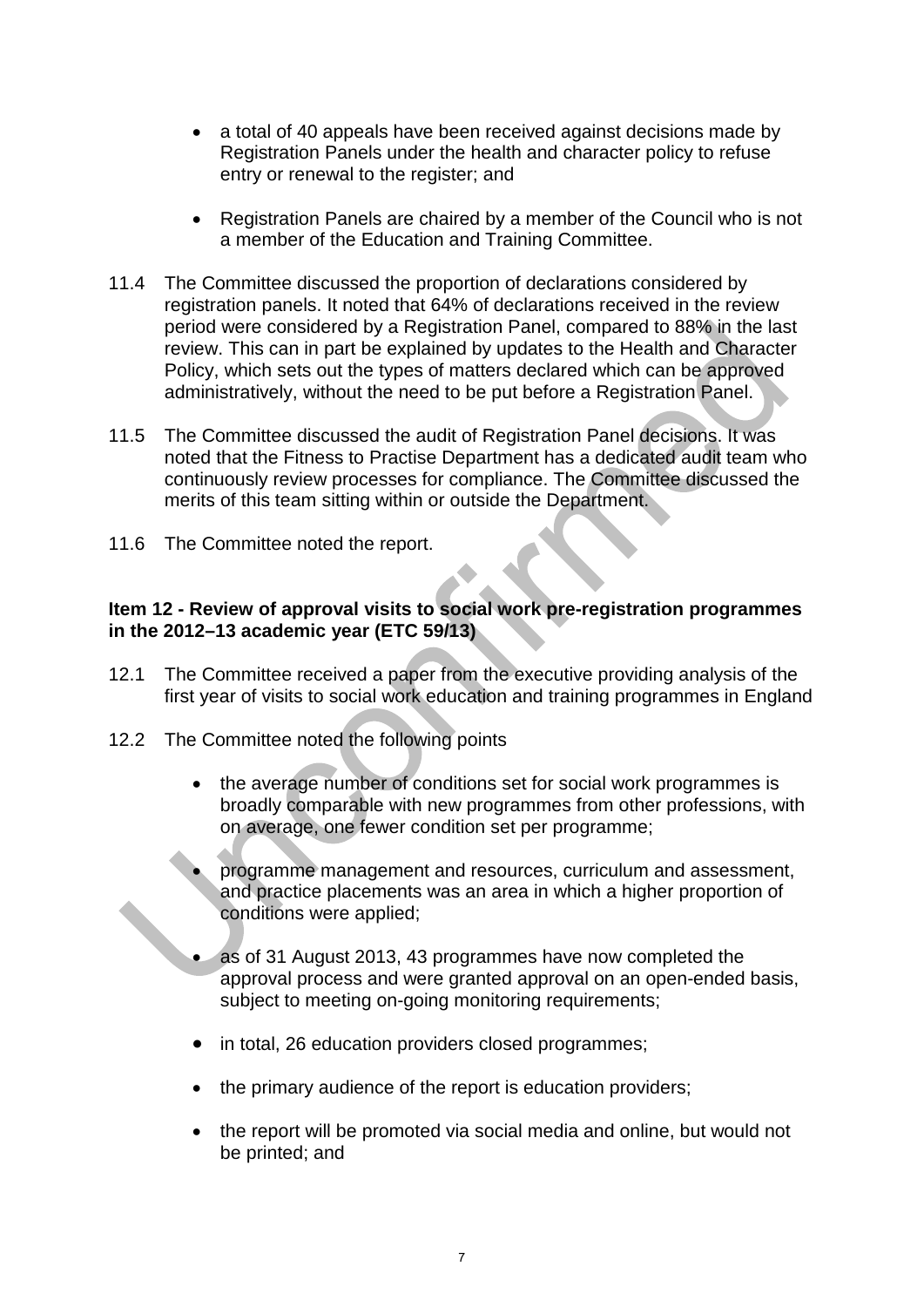- a total of 40 appeals have been received against decisions made by Registration Panels under the health and character policy to refuse entry or renewal to the register; and

- Registration Panels are chaired by a member of the Council who is not a member of the Education and Training Committee.

11.4 The Committee discussed the proportion of declarations considered by registration panels. It noted that 64% of declarations received in the review period were considered by a Registration Panel, compared to 88% in the last review. This can in part be explained by updates to the Health and Character Policy, which sets out the types of matters declared which can be approved administratively, without the need to be put before a Registration Panel.

11.5 The Committee discussed the audit of Registration Panel decisions. It was noted that the Fitness to Practise Department has a dedicated audit team who continuously review processes for compliance. The Committee discussed the merits of this team sitting within or outside the Department.

11.6 The Committee noted the report.

**Item 12 - Review of approval visits to social work pre-registration programmes in the 2012–13 academic year (ETC 59/13)**

12.1 The Committee received a paper from the executive providing analysis of the first year of visits to social work education and training programmes in England

12.2 The Committee noted the following points

- the average number of conditions set for social work programmes is broadly comparable with new programmes from other professions, with on average, one fewer condition set per programme;

- programme management and resources, curriculum and assessment, and practice placements was an area in which a higher proportion of conditions were applied;

- as of 31 August 2013, 43 programmes have now completed the approval process and were granted approval on an open-ended basis, subject to meeting on-going monitoring requirements;

- in total, 26 education providers closed programmes;

- the primary audience of the report is education providers;

- the report will be promoted via social media and online, but would not be printed; and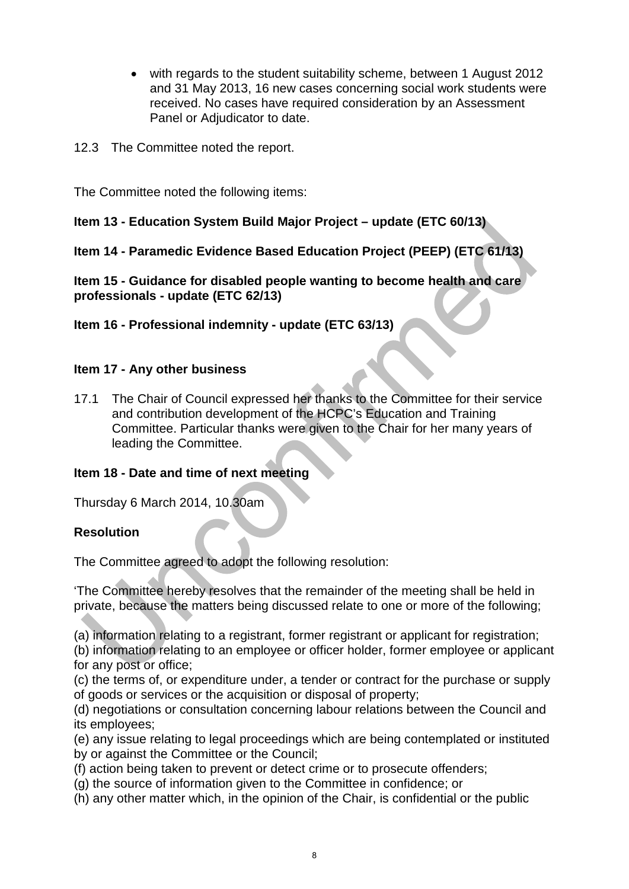- with regards to the student suitability scheme, between 1 August 2012 and 31 May 2013, 16 new cases concerning social work students were received. No cases have required consideration by an Assessment Panel or Adjudicator to date.

12.3 The Committee noted the report.

The Committee noted the following items:

**Item 13 - Education System Build Major Project – update (ETC 60/13)**

**Item 14 - Paramedic Evidence Based Education Project (PEEP) (ETC 61/13)**

**Item 15 - Guidance for disabled people wanting to become health and care professionals - update (ETC 62/13)**

**Item 16 - Professional indemnity - update (ETC 63/13)**

**Item 17 - Any other business**

17.1 The Chair of Council expressed her thanks to the Committee for their service and contribution development of the HCPC's Education and Training Committee. Particular thanks were given to the Chair for her many years of leading the Committee.

**Item 18 - Date and time of next meeting**

Thursday 6 March 2014, 10.30am

**Resolution**

The Committee agreed to adopt the following resolution:

'The Committee hereby resolves that the remainder of the meeting shall be held in private, because the matters being discussed relate to one or more of the following;

(a) information relating to a registrant, former registrant or applicant for registration;
(b) information relating to an employee or officer holder, former employee or applicant for any post or office;
(c) the terms of, or expenditure under, a tender or contract for the purchase or supply of goods or services or the acquisition or disposal of property;
(d) negotiations or consultation concerning labour relations between the Council and its employees;
(e) any issue relating to legal proceedings which are being contemplated or instituted by or against the Committee or the Council;
(f) action being taken to prevent or detect crime or to prosecute offenders;
(g) the source of information given to the Committee in confidence; or
(h) any other matter which, in the opinion of the Chair, is confidential or the public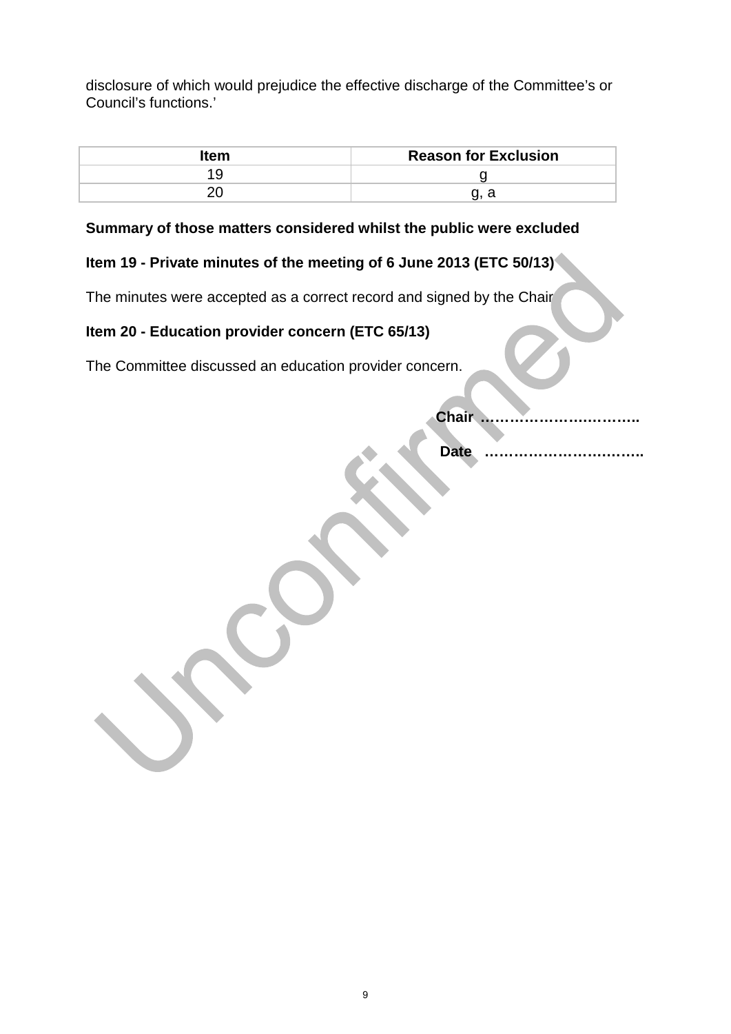disclosure of which would prejudice the effective discharge of the Committee's or Council's functions.'

| Item | Reason for Exclusion |
|---|---|
| 19 | g |
| 20 | g, a |

**Summary of those matters considered whilst the public were excluded**

**Item 19 - Private minutes of the meeting of 6 June 2013 (ETC 50/13)**

The minutes were accepted as a correct record and signed by the Chair.

**Item 20 - Education provider concern (ETC 65/13)**

The Committee discussed an education provider concern.

**Chair** …………………….……..

**Date** …………………….……..

Unconfirmed